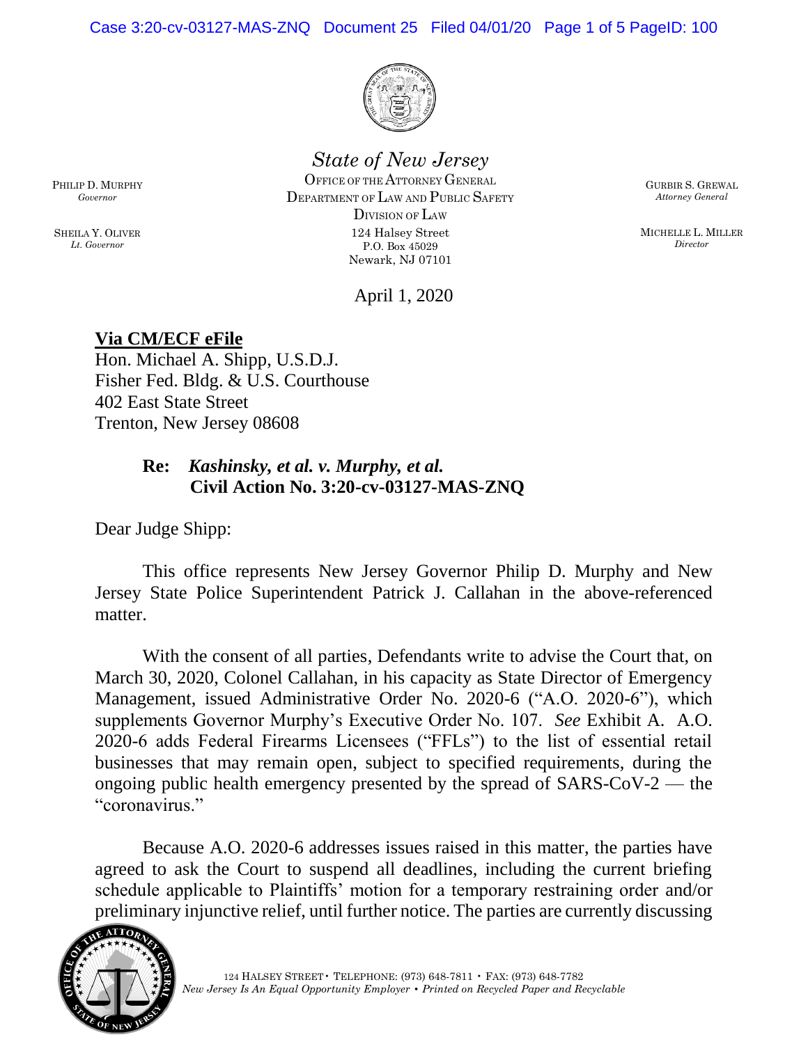*State of New Jersey*

OFFICE OF THE ATTORNEY GENERAL
DEPARTMENT OF LAW AND PUBLIC SAFETY
DIVISION OF LAW
124 Halsey Street
P.O. Box 45029
Newark, NJ 07101

PHILIP D. MURPHY
*Governor*

SHEILA Y. OLIVER
*Lt. Governor*

GURBIR S. GREWAL
*Attorney General*

MICHELLE L. MILLER
*Director*

April 1, 2020

**Via CM/ECF eFile**
Hon. Michael A. Shipp, U.S.D.J.
Fisher Fed. Bldg. & U.S. Courthouse
402 East State Street
Trenton, New Jersey 08608

**Re: *Kashinsky, et al. v. Murphy, et al.***
**Civil Action No. 3:20-cv-03127-MAS-ZNQ**

Dear Judge Shipp:

This office represents New Jersey Governor Philip D. Murphy and New Jersey State Police Superintendent Patrick J. Callahan in the above-referenced matter.

With the consent of all parties, Defendants write to advise the Court that, on March 30, 2020, Colonel Callahan, in his capacity as State Director of Emergency Management, issued Administrative Order No. 2020-6 ("A.O. 2020-6"), which supplements Governor Murphy's Executive Order No. 107. *See* Exhibit A. A.O. 2020-6 adds Federal Firearms Licensees ("FFLs") to the list of essential retail businesses that may remain open, subject to specified requirements, during the ongoing public health emergency presented by the spread of SARS-CoV-2 — the "coronavirus."

Because A.O. 2020-6 addresses issues raised in this matter, the parties have agreed to ask the Court to suspend all deadlines, including the current briefing schedule applicable to Plaintiffs' motion for a temporary restraining order and/or preliminary injunctive relief, until further notice. The parties are currently discussing

124 HALSEY STREET • TELEPHONE: (973) 648-7811 • FAX: (973) 648-7782
*New Jersey Is An Equal Opportunity Employer • Printed on Recycled Paper and Recyclable*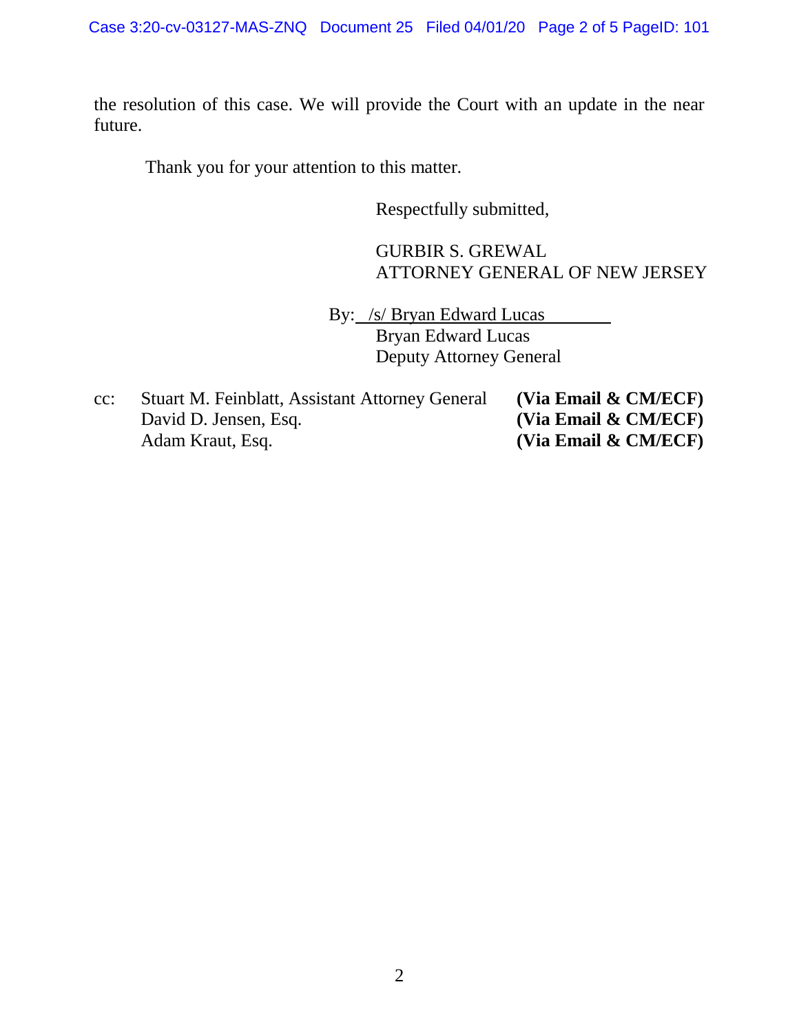the resolution of this case. We will provide the Court with an update in the near future.

Thank you for your attention to this matter.

Respectfully submitted,

GURBIR S. GREWAL
ATTORNEY GENERAL OF NEW JERSEY

By: /s/ Bryan Edward Lucas
Bryan Edward Lucas
Deputy Attorney General

cc: Stuart M. Feinblatt, Assistant Attorney General **(Via Email & CM/ECF)**
David D. Jensen, Esq. **(Via Email & CM/ECF)**
Adam Kraut, Esq. **(Via Email & CM/ECF)**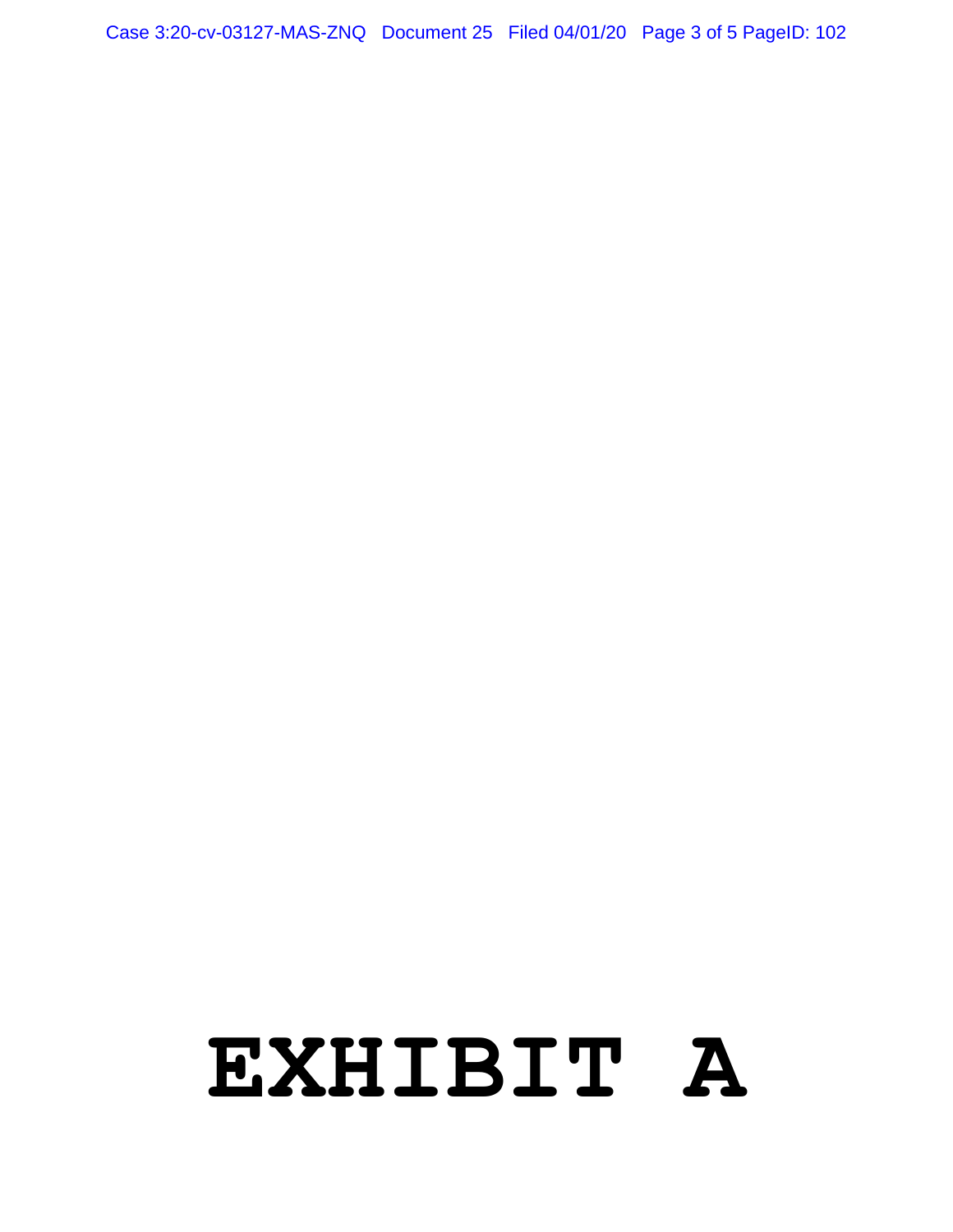# EXHIBIT A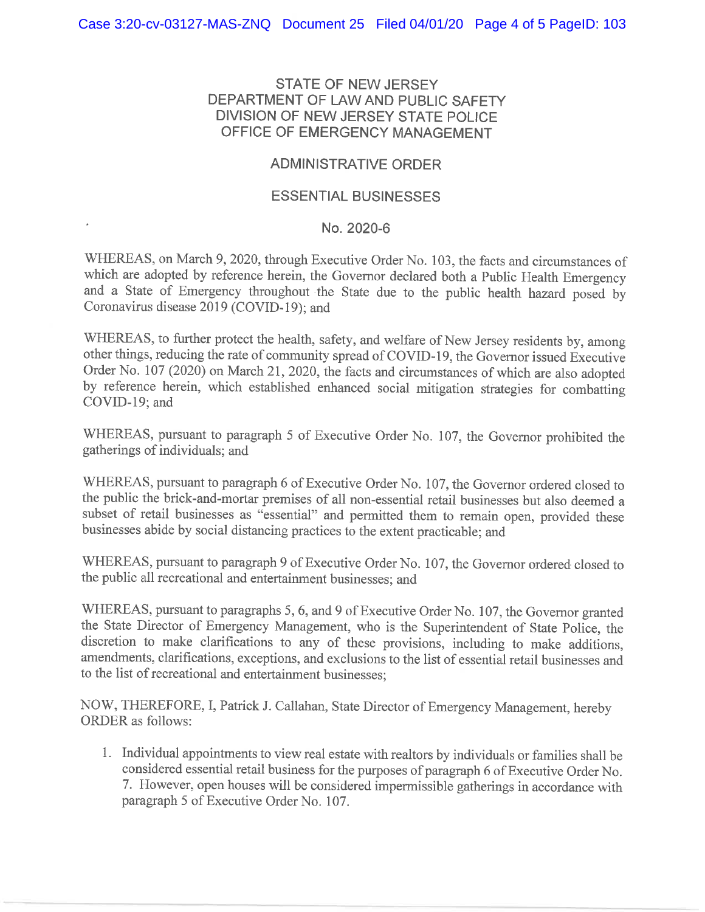STATE OF NEW JERSEY
DEPARTMENT OF LAW AND PUBLIC SAFETY
DIVISION OF NEW JERSEY STATE POLICE
OFFICE OF EMERGENCY MANAGEMENT

ADMINISTRATIVE ORDER

ESSENTIAL BUSINESSES

No. 2020-6

WHEREAS, on March 9, 2020, through Executive Order No. 103, the facts and circumstances of which are adopted by reference herein, the Governor declared both a Public Health Emergency and a State of Emergency throughout the State due to the public health hazard posed by Coronavirus disease 2019 (COVID-19); and

WHEREAS, to further protect the health, safety, and welfare of New Jersey residents by, among other things, reducing the rate of community spread of COVID-19, the Governor issued Executive Order No. 107 (2020) on March 21, 2020, the facts and circumstances of which are also adopted by reference herein, which established enhanced social mitigation strategies for combatting COVID-19; and

WHEREAS, pursuant to paragraph 5 of Executive Order No. 107, the Governor prohibited the gatherings of individuals; and

WHEREAS, pursuant to paragraph 6 of Executive Order No. 107, the Governor ordered closed to the public the brick-and-mortar premises of all non-essential retail businesses but also deemed a subset of retail businesses as "essential" and permitted them to remain open, provided these businesses abide by social distancing practices to the extent practicable; and

WHEREAS, pursuant to paragraph 9 of Executive Order No. 107, the Governor ordered closed to the public all recreational and entertainment businesses; and

WHEREAS, pursuant to paragraphs 5, 6, and 9 of Executive Order No. 107, the Governor granted the State Director of Emergency Management, who is the Superintendent of State Police, the discretion to make clarifications to any of these provisions, including to make additions, amendments, clarifications, exceptions, and exclusions to the list of essential retail businesses and to the list of recreational and entertainment businesses;

NOW, THEREFORE, I, Patrick J. Callahan, State Director of Emergency Management, hereby ORDER as follows:

1. Individual appointments to view real estate with realtors by individuals or families shall be considered essential retail business for the purposes of paragraph 6 of Executive Order No. 7. However, open houses will be considered impermissible gatherings in accordance with paragraph 5 of Executive Order No. 107.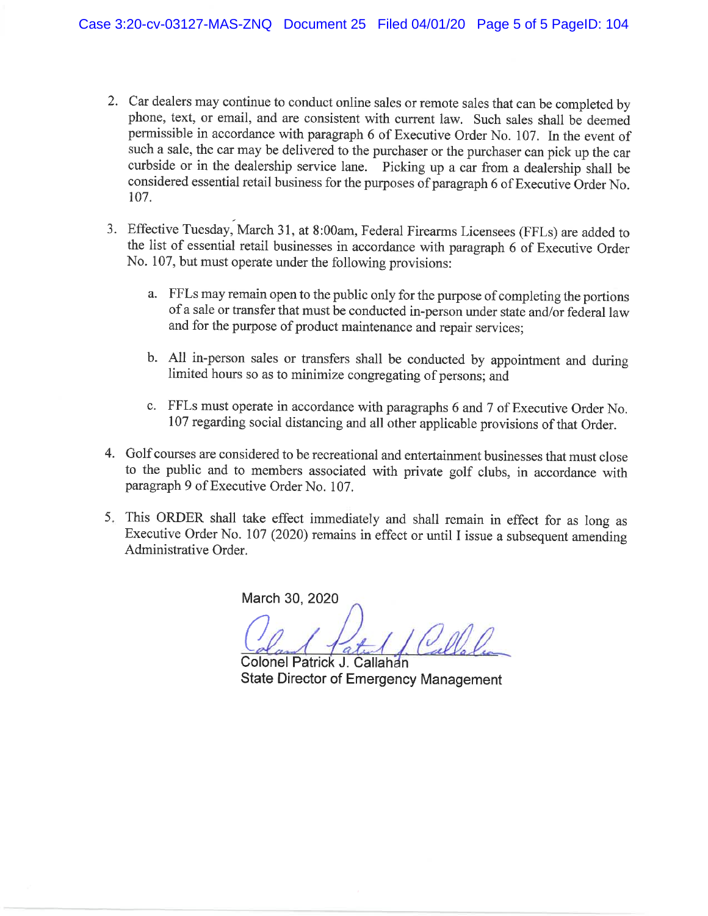2. Car dealers may continue to conduct online sales or remote sales that can be completed by phone, text, or email, and are consistent with current law. Such sales shall be deemed permissible in accordance with paragraph 6 of Executive Order No. 107. In the event of such a sale, the car may be delivered to the purchaser or the purchaser can pick up the car curbside or in the dealership service lane. Picking up a car from a dealership shall be considered essential retail business for the purposes of paragraph 6 of Executive Order No. 107.

3. Effective Tuesday, March 31, at 8:00am, Federal Firearms Licensees (FFLs) are added to the list of essential retail businesses in accordance with paragraph 6 of Executive Order No. 107, but must operate under the following provisions:

   a. FFLs may remain open to the public only for the purpose of completing the portions of a sale or transfer that must be conducted in-person under state and/or federal law and for the purpose of product maintenance and repair services;

   b. All in-person sales or transfers shall be conducted by appointment and during limited hours so as to minimize congregating of persons; and

   c. FFLs must operate in accordance with paragraphs 6 and 7 of Executive Order No. 107 regarding social distancing and all other applicable provisions of that Order.

4. Golf courses are considered to be recreational and entertainment businesses that must close to the public and to members associated with private golf clubs, in accordance with paragraph 9 of Executive Order No. 107.

5. This ORDER shall take effect immediately and shall remain in effect for as long as Executive Order No. 107 (2020) remains in effect or until I issue a subsequent amending Administrative Order.

March 30, 2020

Colonel Patrick J. Callahan
State Director of Emergency Management